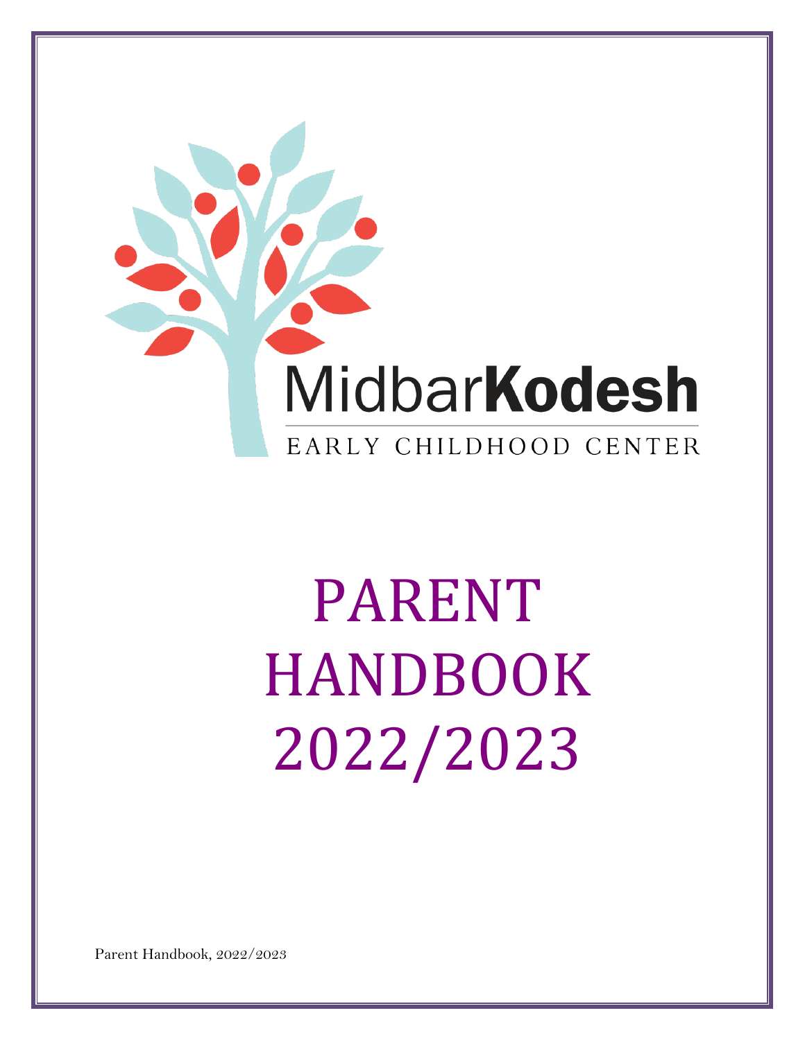MidbarKodesh

EARLY CHILDHOOD CENTER

# PARENT HANDBOOK 2022/2023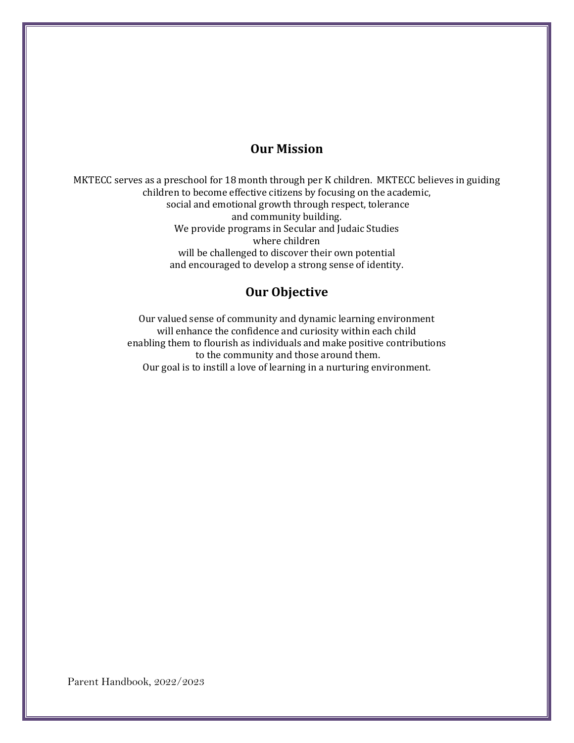## Our Mission

MKTECC serves as a preschool for 18 month through per K children. MKTECC believes in guiding children to become effective citizens by focusing on the academic, social and emotional growth through respect, tolerance and community building. We provide programs in Secular and Judaic Studies where children will be challenged to discover their own potential and encouraged to develop a strong sense of identity.

## Our Objective

Our valued sense of community and dynamic learning environment will enhance the confidence and curiosity within each child enabling them to flourish as individuals and make positive contributions to the community and those around them. Our goal is to instill a love of learning in a nurturing environment.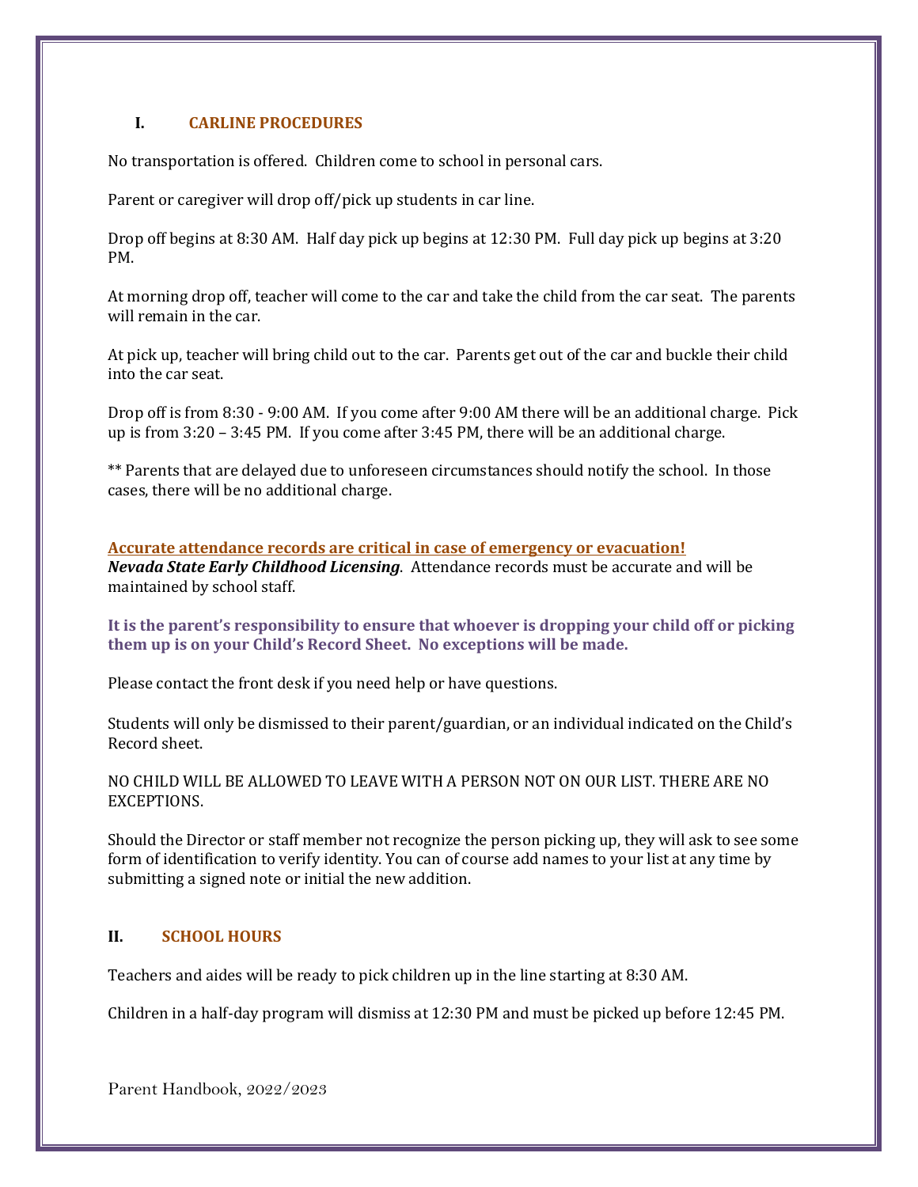## I. CARLINE PROCEDURES

No transportation is offered. Children come to school in personal cars.

Parent or caregiver will drop off/pick up students in car line.

Drop off begins at 8:30 AM. Half day pick up begins at 12:30 PM. Full day pick up begins at 3:20 PM.

At morning drop off, teacher will come to the car and take the child from the car seat. The parents will remain in the car.

At pick up, teacher will bring child out to the car. Parents get out of the car and buckle their child into the car seat.

Drop off is from 8:30 - 9:00 AM. If you come after 9:00 AM there will be an additional charge. Pick up is from 3:20 – 3:45 PM. If you come after 3:45 PM, there will be an additional charge.

** Parents that are delayed due to unforeseen circumstances should notify the school. In those cases, there will be no additional charge.

**Accurate attendance records are critical in case of emergency or evacuation!**
***Nevada State Early Childhood Licensing***. Attendance records must be accurate and will be maintained by school staff.

**It is the parent's responsibility to ensure that whoever is dropping your child off or picking them up is on your Child's Record Sheet. No exceptions will be made.**

Please contact the front desk if you need help or have questions.

Students will only be dismissed to their parent/guardian, or an individual indicated on the Child's Record sheet.

NO CHILD WILL BE ALLOWED TO LEAVE WITH A PERSON NOT ON OUR LIST. THERE ARE NO EXCEPTIONS.

Should the Director or staff member not recognize the person picking up, they will ask to see some form of identification to verify identity. You can of course add names to your list at any time by submitting a signed note or initial the new addition.

## II. SCHOOL HOURS

Teachers and aides will be ready to pick children up in the line starting at 8:30 AM.

Children in a half-day program will dismiss at 12:30 PM and must be picked up before 12:45 PM.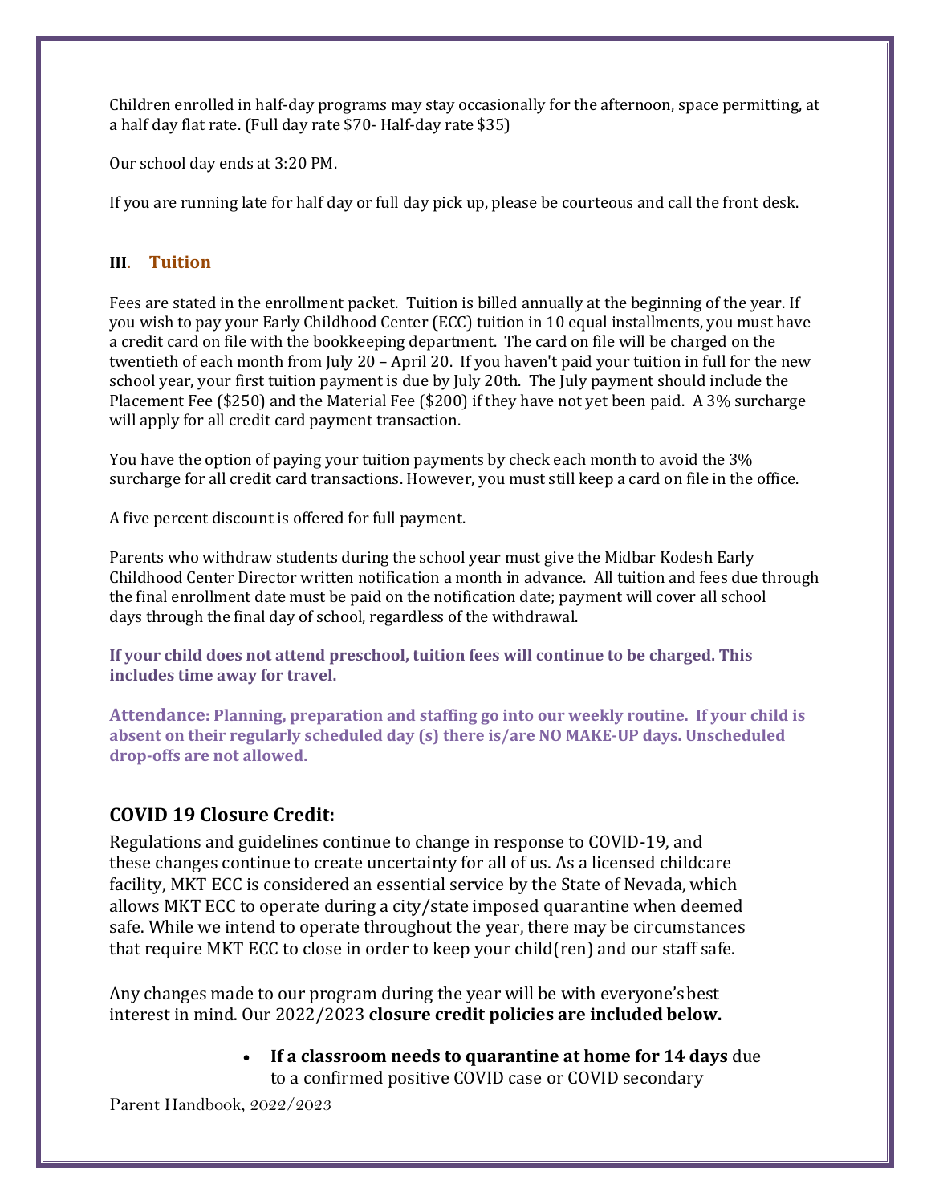Children enrolled in half-day programs may stay occasionally for the afternoon, space permitting, at a half day flat rate. (Full day rate $70- Half-day rate $35)

Our school day ends at 3:20 PM.

If you are running late for half day or full day pick up, please be courteous and call the front desk.

## III. Tuition

Fees are stated in the enrollment packet. Tuition is billed annually at the beginning of the year. If you wish to pay your Early Childhood Center (ECC) tuition in 10 equal installments, you must have a credit card on file with the bookkeeping department. The card on file will be charged on the twentieth of each month from July 20 – April 20. If you haven't paid your tuition in full for the new school year, your first tuition payment is due by July 20th. The July payment should include the Placement Fee ($250) and the Material Fee ($200) if they have not yet been paid. A 3% surcharge will apply for all credit card payment transaction.

You have the option of paying your tuition payments by check each month to avoid the 3% surcharge for all credit card transactions. However, you must still keep a card on file in the office.

A five percent discount is offered for full payment.

Parents who withdraw students during the school year must give the Midbar Kodesh Early Childhood Center Director written notification a month in advance. All tuition and fees due through the final enrollment date must be paid on the notification date; payment will cover all school days through the final day of school, regardless of the withdrawal.

**If your child does not attend preschool, tuition fees will continue to be charged. This includes time away for travel.**

**Attendance: Planning, preparation and staffing go into our weekly routine. If your child is absent on their regularly scheduled day (s) there is/are NO MAKE-UP days. Unscheduled drop-offs are not allowed.**

## COVID 19 Closure Credit:

Regulations and guidelines continue to change in response to COVID-19, and these changes continue to create uncertainty for all of us. As a licensed childcare facility, MKT ECC is considered an essential service by the State of Nevada, which allows MKT ECC to operate during a city/state imposed quarantine when deemed safe. While we intend to operate throughout the year, there may be circumstances that require MKT ECC to close in order to keep your child(ren) and our staff safe.

Any changes made to our program during the year will be with everyone's best interest in mind. Our 2022/2023 **closure credit policies are included below.**

- **If a classroom needs to quarantine at home for 14 days** due to a confirmed positive COVID case or COVID secondary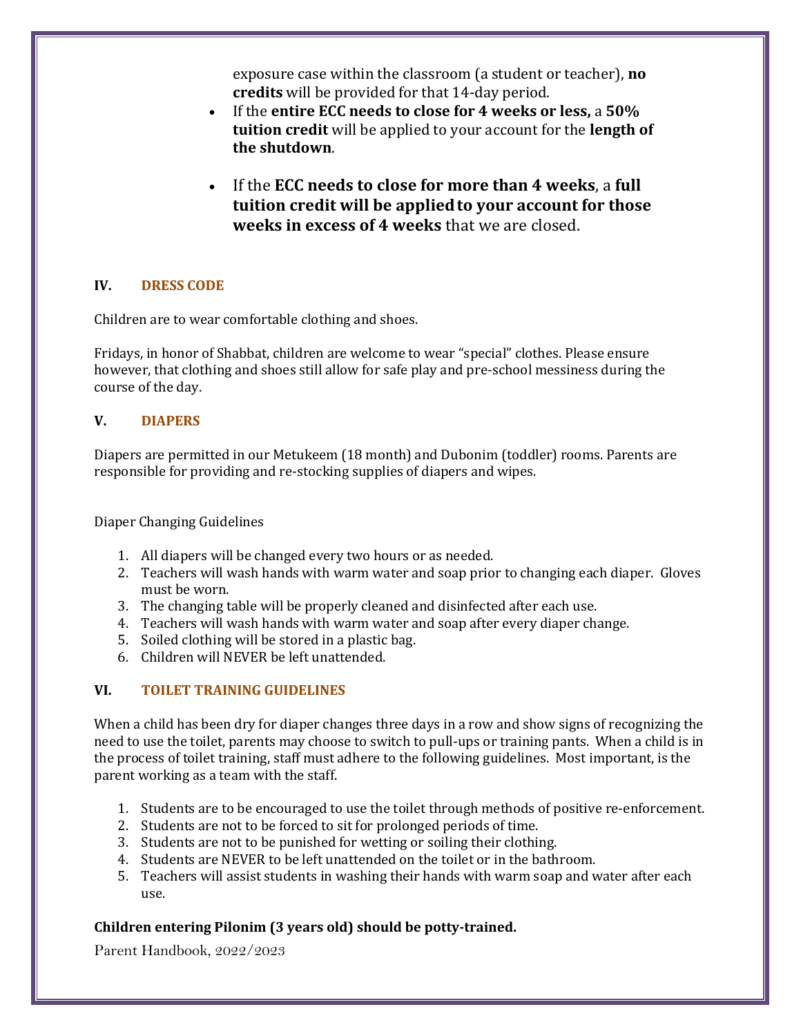exposure case within the classroom (a student or teacher), **no credits** will be provided for that 14-day period.

- If the **entire ECC needs to close for 4 weeks or less,** a **50% tuition credit** will be applied to your account for the **length of the shutdown**.
- If the **ECC needs to close for more than 4 weeks**, a **full tuition credit will be applied to your account for those weeks in excess of 4 weeks** that we are closed.

## IV. DRESS CODE

Children are to wear comfortable clothing and shoes.

Fridays, in honor of Shabbat, children are welcome to wear "special" clothes. Please ensure however, that clothing and shoes still allow for safe play and pre-school messiness during the course of the day.

## V. DIAPERS

Diapers are permitted in our Metukeem (18 month) and Dubonim (toddler) rooms. Parents are responsible for providing and re-stocking supplies of diapers and wipes.

Diaper Changing Guidelines

1. All diapers will be changed every two hours or as needed.
2. Teachers will wash hands with warm water and soap prior to changing each diaper. Gloves must be worn.
3. The changing table will be properly cleaned and disinfected after each use.
4. Teachers will wash hands with warm water and soap after every diaper change.
5. Soiled clothing will be stored in a plastic bag.
6. Children will NEVER be left unattended.

## VI. TOILET TRAINING GUIDELINES

When a child has been dry for diaper changes three days in a row and show signs of recognizing the need to use the toilet, parents may choose to switch to pull-ups or training pants. When a child is in the process of toilet training, staff must adhere to the following guidelines. Most important, is the parent working as a team with the staff.

1. Students are to be encouraged to use the toilet through methods of positive re-enforcement.
2. Students are not to be forced to sit for prolonged periods of time.
3. Students are not to be punished for wetting or soiling their clothing.
4. Students are NEVER to be left unattended on the toilet or in the bathroom.
5. Teachers will assist students in washing their hands with warm soap and water after each use.

**Children entering Pilonim (3 years old) should be potty-trained.**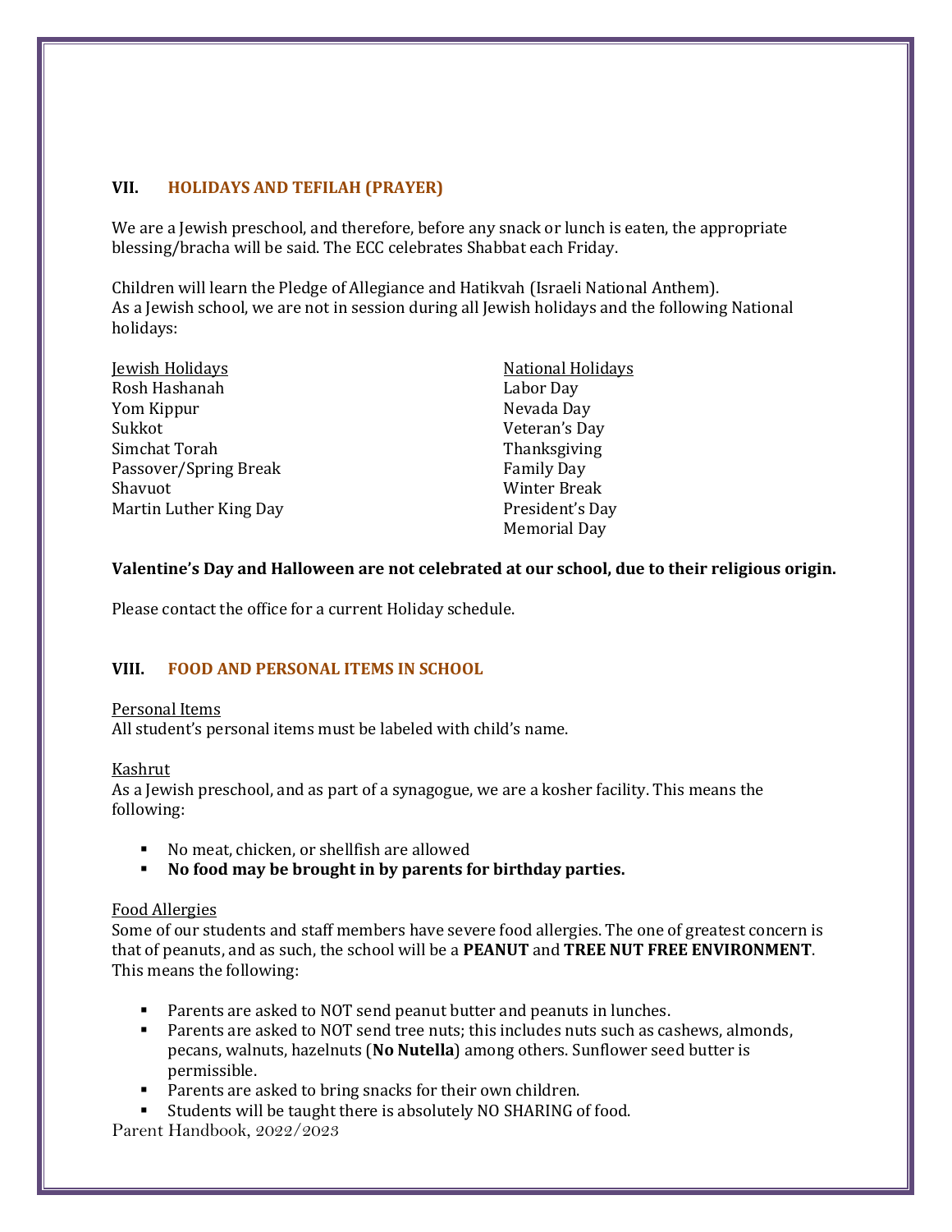## VII. HOLIDAYS AND TEFILAH (PRAYER)

We are a Jewish preschool, and therefore, before any snack or lunch is eaten, the appropriate blessing/bracha will be said. The ECC celebrates Shabbat each Friday.

Children will learn the Pledge of Allegiance and Hatikvah (Israeli National Anthem).
As a Jewish school, we are not in session during all Jewish holidays and the following National holidays:

| Jewish Holidays | National Holidays |
|---|---|
| Rosh Hashanah | Labor Day |
| Yom Kippur | Nevada Day |
| Sukkot | Veteran's Day |
| Simchat Torah | Thanksgiving |
| Passover/Spring Break | Family Day |
| Shavuot | Winter Break |
| Martin Luther King Day | President's Day |
| | Memorial Day |

**Valentine's Day and Halloween are not celebrated at our school, due to their religious origin.**

Please contact the office for a current Holiday schedule.

## VIII. FOOD AND PERSONAL ITEMS IN SCHOOL

Personal Items
All student's personal items must be labeled with child's name.

Kashrut
As a Jewish preschool, and as part of a synagogue, we are a kosher facility. This means the following:

- No meat, chicken, or shellfish are allowed
- **No food may be brought in by parents for birthday parties.**

Food Allergies
Some of our students and staff members have severe food allergies. The one of greatest concern is that of peanuts, and as such, the school will be a **PEANUT** and **TREE NUT FREE ENVIRONMENT**. This means the following:

- Parents are asked to NOT send peanut butter and peanuts in lunches.
- Parents are asked to NOT send tree nuts; this includes nuts such as cashews, almonds, pecans, walnuts, hazelnuts (**No Nutella**) among others. Sunflower seed butter is permissible.
- Parents are asked to bring snacks for their own children.
- Students will be taught there is absolutely NO SHARING of food.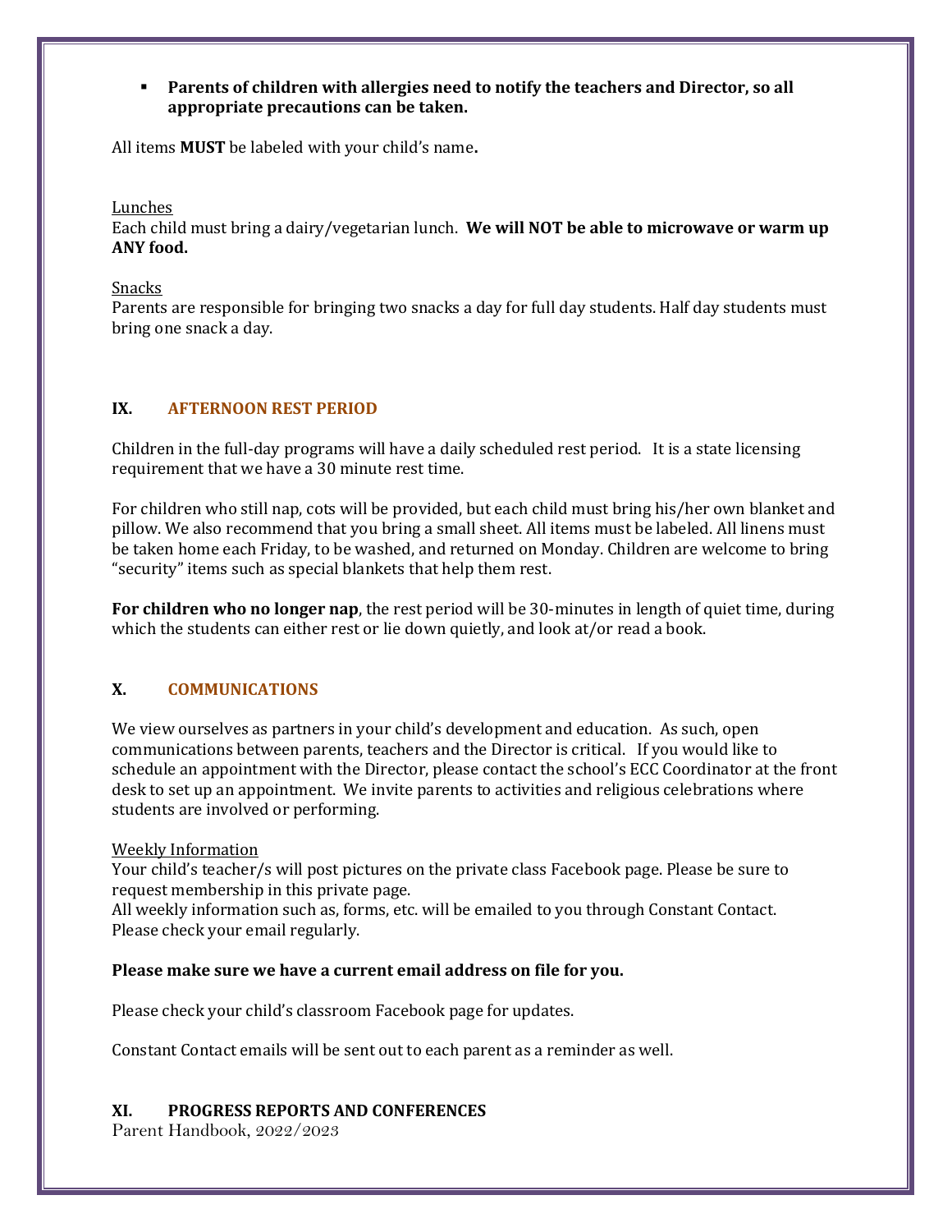- **Parents of children with allergies need to notify the teachers and Director, so all appropriate precautions can be taken.**

All items **MUST** be labeled with your child's name**.**

Lunches

Each child must bring a dairy/vegetarian lunch. **We will NOT be able to microwave or warm up ANY food.**

Snacks

Parents are responsible for bringing two snacks a day for full day students. Half day students must bring one snack a day.

## IX. AFTERNOON REST PERIOD

Children in the full-day programs will have a daily scheduled rest period. It is a state licensing requirement that we have a 30 minute rest time.

For children who still nap, cots will be provided, but each child must bring his/her own blanket and pillow. We also recommend that you bring a small sheet. All items must be labeled. All linens must be taken home each Friday, to be washed, and returned on Monday. Children are welcome to bring "security" items such as special blankets that help them rest.

**For children who no longer nap**, the rest period will be 30-minutes in length of quiet time, during which the students can either rest or lie down quietly, and look at/or read a book.

## X. COMMUNICATIONS

We view ourselves as partners in your child's development and education. As such, open communications between parents, teachers and the Director is critical. If you would like to schedule an appointment with the Director, please contact the school's ECC Coordinator at the front desk to set up an appointment. We invite parents to activities and religious celebrations where students are involved or performing.

Weekly Information

Your child's teacher/s will post pictures on the private class Facebook page. Please be sure to request membership in this private page.

All weekly information such as, forms, etc. will be emailed to you through Constant Contact. Please check your email regularly.

**Please make sure we have a current email address on file for you.**

Please check your child's classroom Facebook page for updates.

Constant Contact emails will be sent out to each parent as a reminder as well.

## XI. PROGRESS REPORTS AND CONFERENCES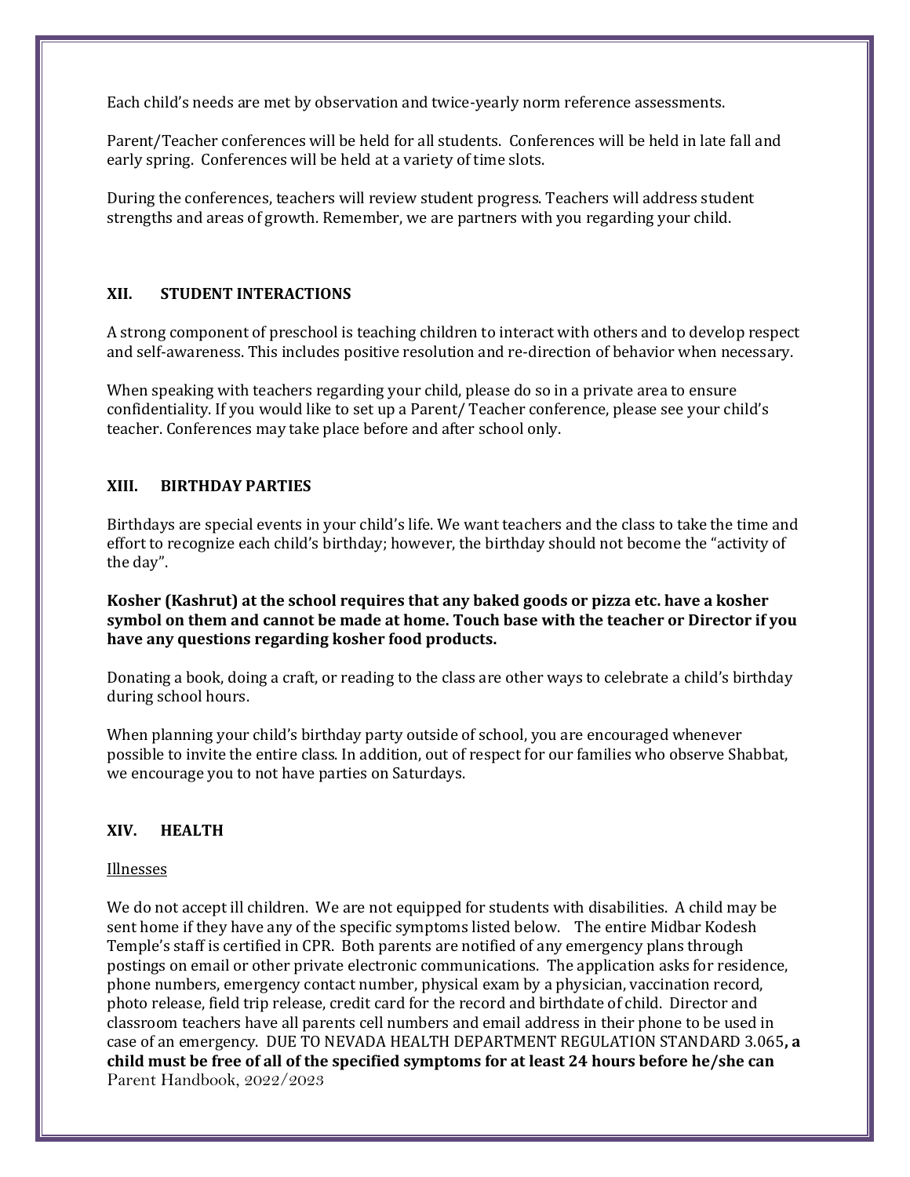Each child's needs are met by observation and twice-yearly norm reference assessments.

Parent/Teacher conferences will be held for all students. Conferences will be held in late fall and early spring. Conferences will be held at a variety of time slots.

During the conferences, teachers will review student progress. Teachers will address student strengths and areas of growth. Remember, we are partners with you regarding your child.

## XII. STUDENT INTERACTIONS

A strong component of preschool is teaching children to interact with others and to develop respect and self-awareness. This includes positive resolution and re-direction of behavior when necessary.

When speaking with teachers regarding your child, please do so in a private area to ensure confidentiality. If you would like to set up a Parent/ Teacher conference, please see your child's teacher. Conferences may take place before and after school only.

## XIII. BIRTHDAY PARTIES

Birthdays are special events in your child's life. We want teachers and the class to take the time and effort to recognize each child's birthday; however, the birthday should not become the "activity of the day".

**Kosher (Kashrut) at the school requires that any baked goods or pizza etc. have a kosher symbol on them and cannot be made at home. Touch base with the teacher or Director if you have any questions regarding kosher food products.**

Donating a book, doing a craft, or reading to the class are other ways to celebrate a child's birthday during school hours.

When planning your child's birthday party outside of school, you are encouraged whenever possible to invite the entire class. In addition, out of respect for our families who observe Shabbat, we encourage you to not have parties on Saturdays.

## XIV. HEALTH

<u>Illnesses</u>

We do not accept ill children. We are not equipped for students with disabilities. A child may be sent home if they have any of the specific symptoms listed below. The entire Midbar Kodesh Temple's staff is certified in CPR. Both parents are notified of any emergency plans through postings on email or other private electronic communications. The application asks for residence, phone numbers, emergency contact number, physical exam by a physician, vaccination record, photo release, field trip release, credit card for the record and birthdate of child. Director and classroom teachers have all parents cell numbers and email address in their phone to be used in case of an emergency. DUE TO NEVADA HEALTH DEPARTMENT REGULATION STANDARD 3.065**, a child must be free of all of the specified symptoms for at least 24 hours before he/she can**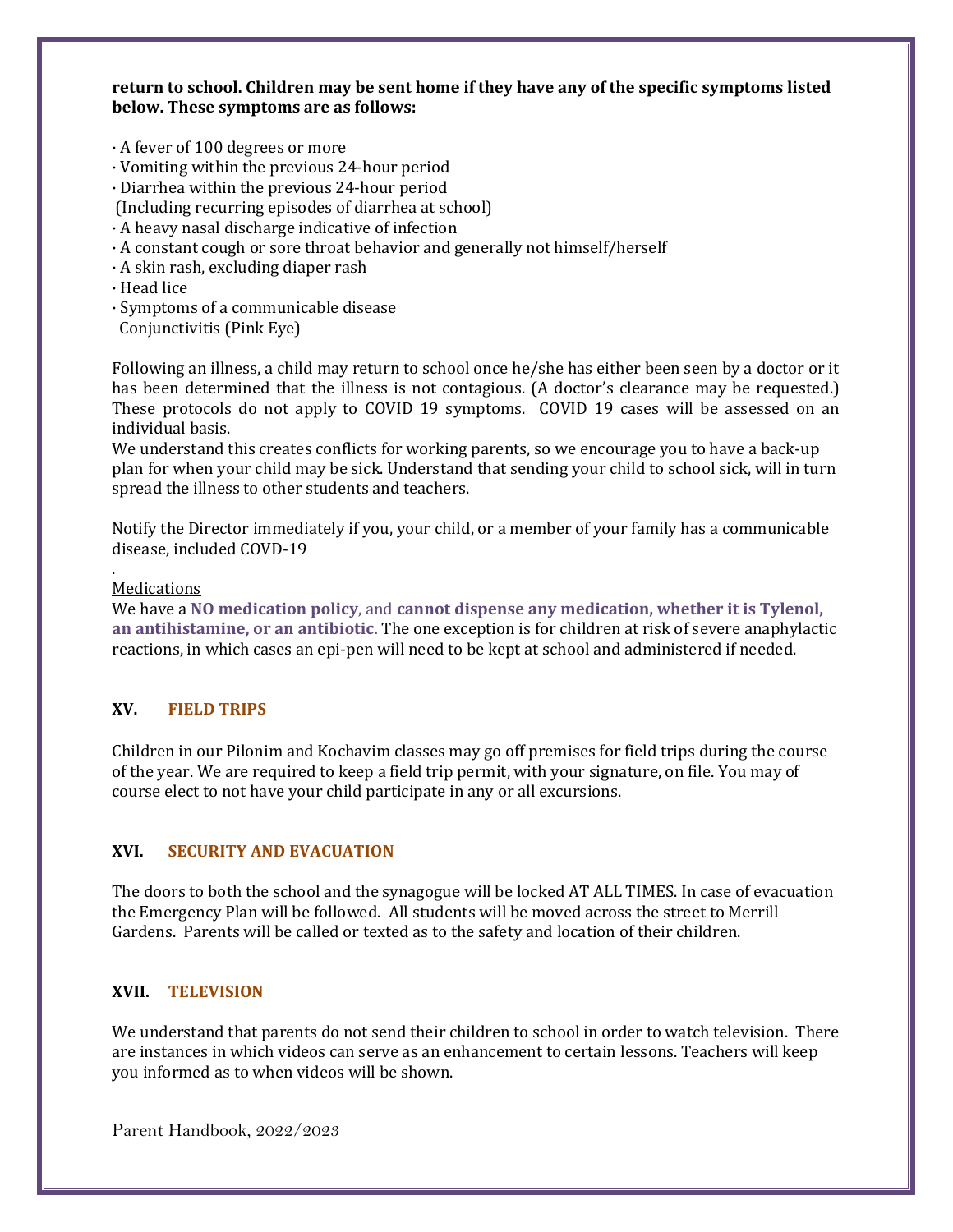**return to school. Children may be sent home if they have any of the specific symptoms listed below. These symptoms are as follows:**

· A fever of 100 degrees or more
· Vomiting within the previous 24-hour period
· Diarrhea within the previous 24-hour period
 (Including recurring episodes of diarrhea at school)
· A heavy nasal discharge indicative of infection
· A constant cough or sore throat behavior and generally not himself/herself
· A skin rash, excluding diaper rash
· Head lice
· Symptoms of a communicable disease
  Conjunctivitis (Pink Eye)

Following an illness, a child may return to school once he/she has either been seen by a doctor or it has been determined that the illness is not contagious. (A doctor's clearance may be requested.) These protocols do not apply to COVID 19 symptoms.  COVID 19 cases will be assessed on an individual basis.
We understand this creates conflicts for working parents, so we encourage you to have a back-up plan for when your child may be sick. Understand that sending your child to school sick, will in turn spread the illness to other students and teachers.

Notify the Director immediately if you, your child, or a member of your family has a communicable disease, included COVD-19

.
Medications
We have a **NO medication policy**, and **cannot dispense any medication, whether it is Tylenol, an antihistamine, or an antibiotic.** The one exception is for children at risk of severe anaphylactic reactions, in which cases an epi-pen will need to be kept at school and administered if needed.

## XV. FIELD TRIPS

Children in our Pilonim and Kochavim classes may go off premises for field trips during the course of the year. We are required to keep a field trip permit, with your signature, on file. You may of course elect to not have your child participate in any or all excursions.

## XVI. SECURITY AND EVACUATION

The doors to both the school and the synagogue will be locked AT ALL TIMES. In case of evacuation the Emergency Plan will be followed.  All students will be moved across the street to Merrill Gardens.  Parents will be called or texted as to the safety and location of their children.

## XVII. TELEVISION

We understand that parents do not send their children to school in order to watch television.  There are instances in which videos can serve as an enhancement to certain lessons. Teachers will keep you informed as to when videos will be shown.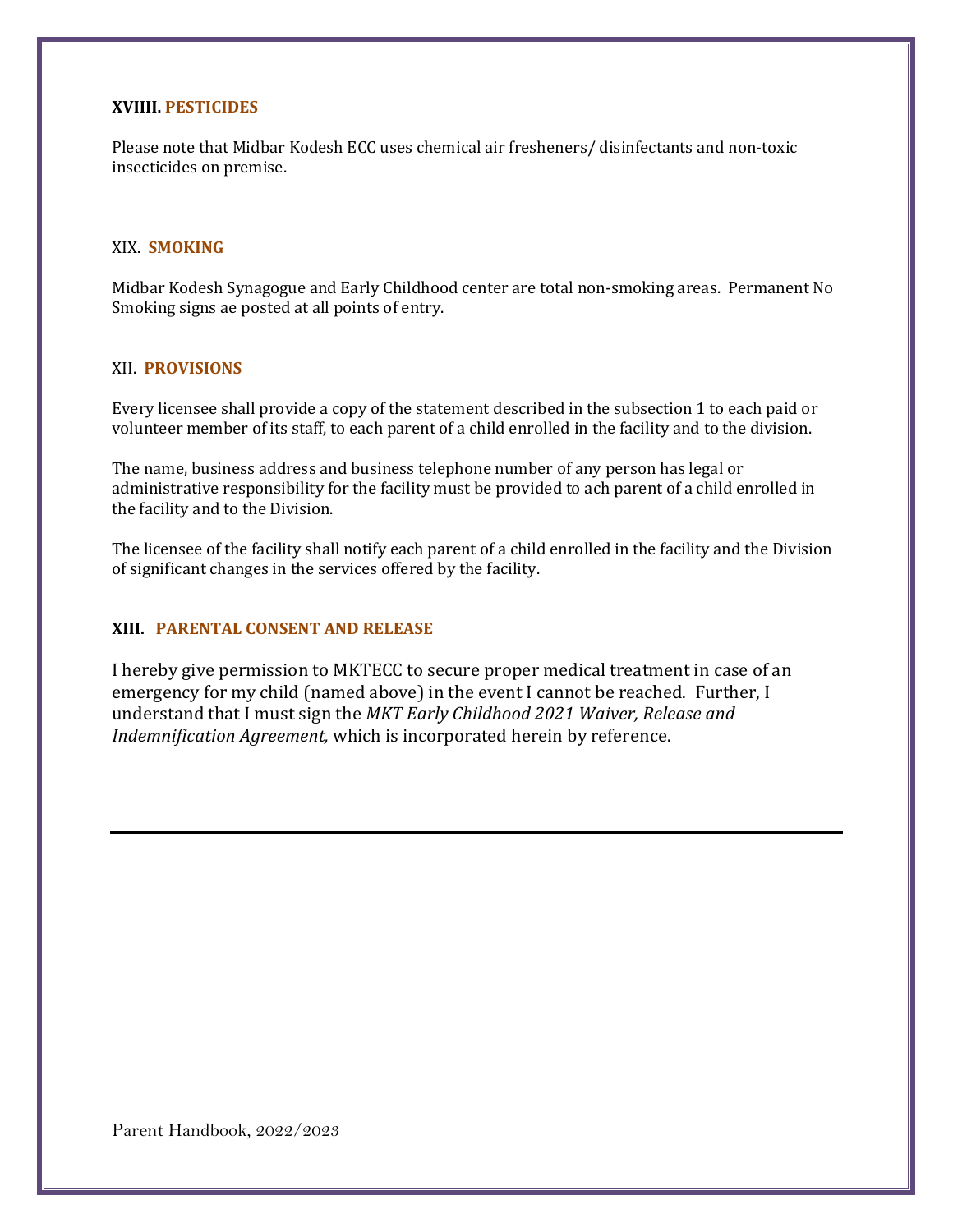### **XVIIII. PESTICIDES**

Please note that Midbar Kodesh ECC uses chemical air fresheners/ disinfectants and non-toxic insecticides on premise.

### XIX. **SMOKING**

Midbar Kodesh Synagogue and Early Childhood center are total non-smoking areas. Permanent No Smoking signs ae posted at all points of entry.

### XII. **PROVISIONS**

Every licensee shall provide a copy of the statement described in the subsection 1 to each paid or volunteer member of its staff, to each parent of a child enrolled in the facility and to the division.

The name, business address and business telephone number of any person has legal or administrative responsibility for the facility must be provided to ach parent of a child enrolled in the facility and to the Division.

The licensee of the facility shall notify each parent of a child enrolled in the facility and the Division of significant changes in the services offered by the facility.

### **XIII. PARENTAL CONSENT AND RELEASE**

I hereby give permission to MKTECC to secure proper medical treatment in case of an emergency for my child (named above) in the event I cannot be reached. Further, I understand that I must sign the *MKT Early Childhood 2021 Waiver, Release and Indemnification Agreement,* which is incorporated herein by reference.

---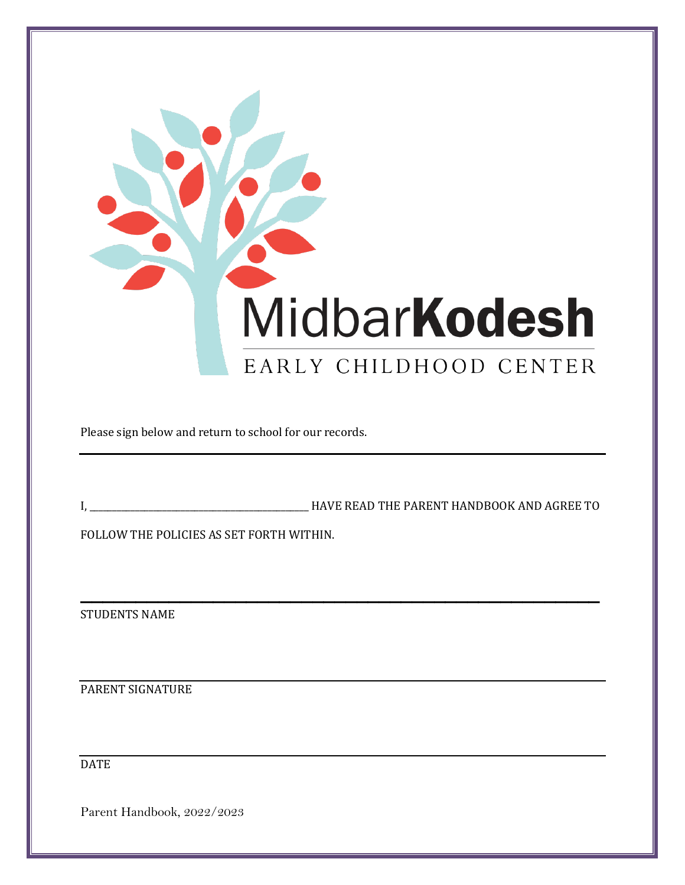MidbarKodesh

EARLY CHILDHOOD CENTER

Please sign below and return to school for our records.

I, ___________________________________ HAVE READ THE PARENT HANDBOOK AND AGREE TO FOLLOW THE POLICIES AS SET FORTH WITHIN.

___________________________________

STUDENTS NAME

___________________________________

PARENT SIGNATURE

___________________________________

DATE